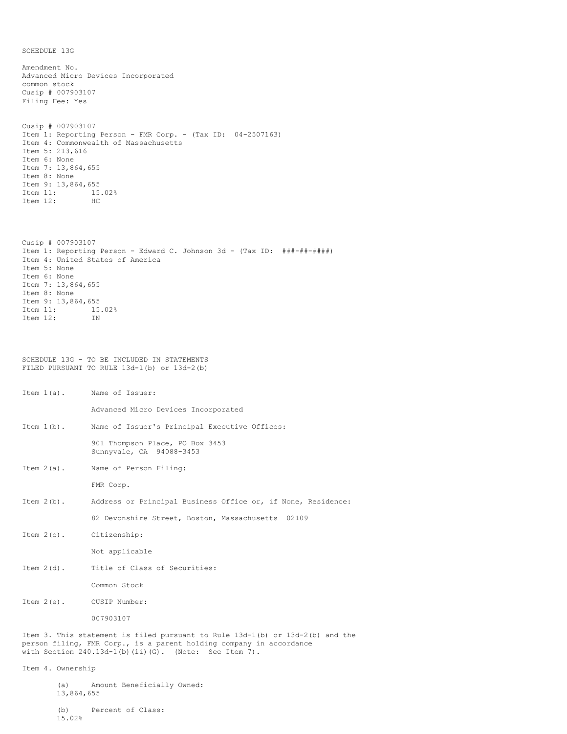SCHEDULE 13G

Amendment No.
Advanced Micro Devices Incorporated
common stock
Cusip # 007903107
Filing Fee: Yes

Cusip # 007903107
Item 1: Reporting Person - FMR Corp. - (Tax ID: 04-2507163)
Item 4: Commonwealth of Massachusetts
Item 5: 213,616
Item 6: None
Item 7: 13,864,655
Item 8: None
Item 9: 13,864,655
Item 11: 15.02%
Item 12: HC

Cusip # 007903107
Item 1: Reporting Person - Edward C. Johnson 3d - (Tax ID: ###-##-####)
Item 4: United States of America
Item 5: None
Item 6: None
Item 7: 13,864,655
Item 8: None
Item 9: 13,864,655
Item 11: 15.02%
Item 12: IN

SCHEDULE 13G - TO BE INCLUDED IN STATEMENTS
FILED PURSUANT TO RULE 13d-1(b) or 13d-2(b)

Item 1(a). Name of Issuer:

Advanced Micro Devices Incorporated

Item 1(b). Name of Issuer's Principal Executive Offices:

901 Thompson Place, PO Box 3453
Sunnyvale, CA 94088-3453

Item 2(a). Name of Person Filing:

FMR Corp.

Item 2(b). Address or Principal Business Office or, if None, Residence:

82 Devonshire Street, Boston, Massachusetts 02109

Item 2(c). Citizenship:

Not applicable

Item 2(d). Title of Class of Securities:

Common Stock

Item 2(e). CUSIP Number:

007903107

Item 3. This statement is filed pursuant to Rule 13d-1(b) or 13d-2(b) and the person filing, FMR Corp., is a parent holding company in accordance with Section 240.13d-1(b)(ii)(G). (Note: See Item 7).

Item 4. Ownership

(a) Amount Beneficially Owned:
13,864,655

(b) Percent of Class:
15.02%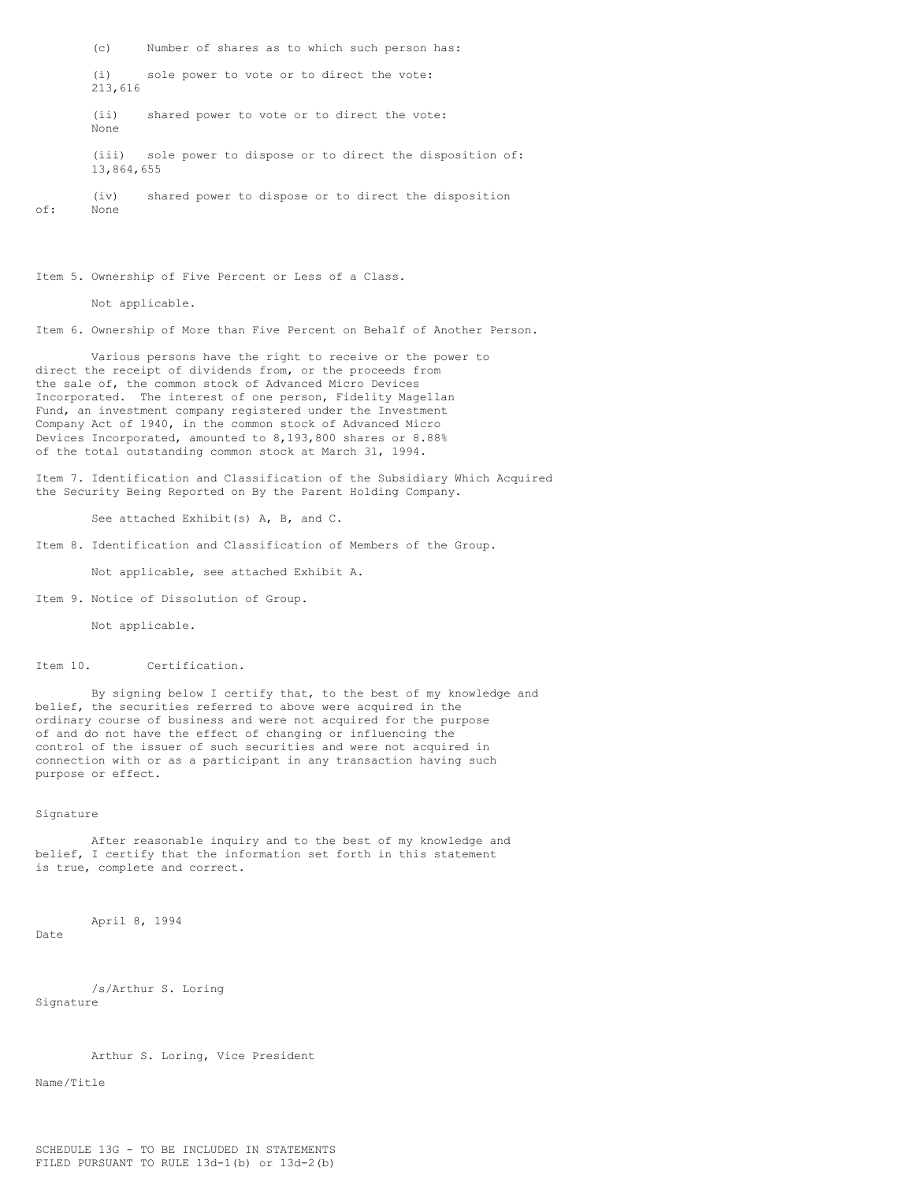(c) Number of shares as to which such person has:

(i) sole power to vote or to direct the vote: 213,616

(ii) shared power to vote or to direct the vote: None

(iii) sole power to dispose or to direct the disposition of: 13,864,655

(iv) shared power to dispose or to direct the disposition of: None

Item 5. Ownership of Five Percent or Less of a Class.

Not applicable.

Item 6. Ownership of More than Five Percent on Behalf of Another Person.

Various persons have the right to receive or the power to direct the receipt of dividends from, or the proceeds from the sale of, the common stock of Advanced Micro Devices Incorporated. The interest of one person, Fidelity Magellan Fund, an investment company registered under the Investment Company Act of 1940, in the common stock of Advanced Micro Devices Incorporated, amounted to 8,193,800 shares or 8.88% of the total outstanding common stock at March 31, 1994.

Item 7. Identification and Classification of the Subsidiary Which Acquired the Security Being Reported on By the Parent Holding Company.

See attached Exhibit(s) A, B, and C.

Item 8. Identification and Classification of Members of the Group.

Not applicable, see attached Exhibit A.

Item 9. Notice of Dissolution of Group.

Not applicable.

Item 10. Certification.

By signing below I certify that, to the best of my knowledge and belief, the securities referred to above were acquired in the ordinary course of business and were not acquired for the purpose of and do not have the effect of changing or influencing the control of the issuer of such securities and were not acquired in connection with or as a participant in any transaction having such purpose or effect.

Signature

After reasonable inquiry and to the best of my knowledge and belief, I certify that the information set forth in this statement is true, complete and correct.

April 8, 1994
Date

/s/Arthur S. Loring
Signature

Arthur S. Loring, Vice President

Name/Title

SCHEDULE 13G - TO BE INCLUDED IN STATEMENTS FILED PURSUANT TO RULE 13d-1(b) or 13d-2(b)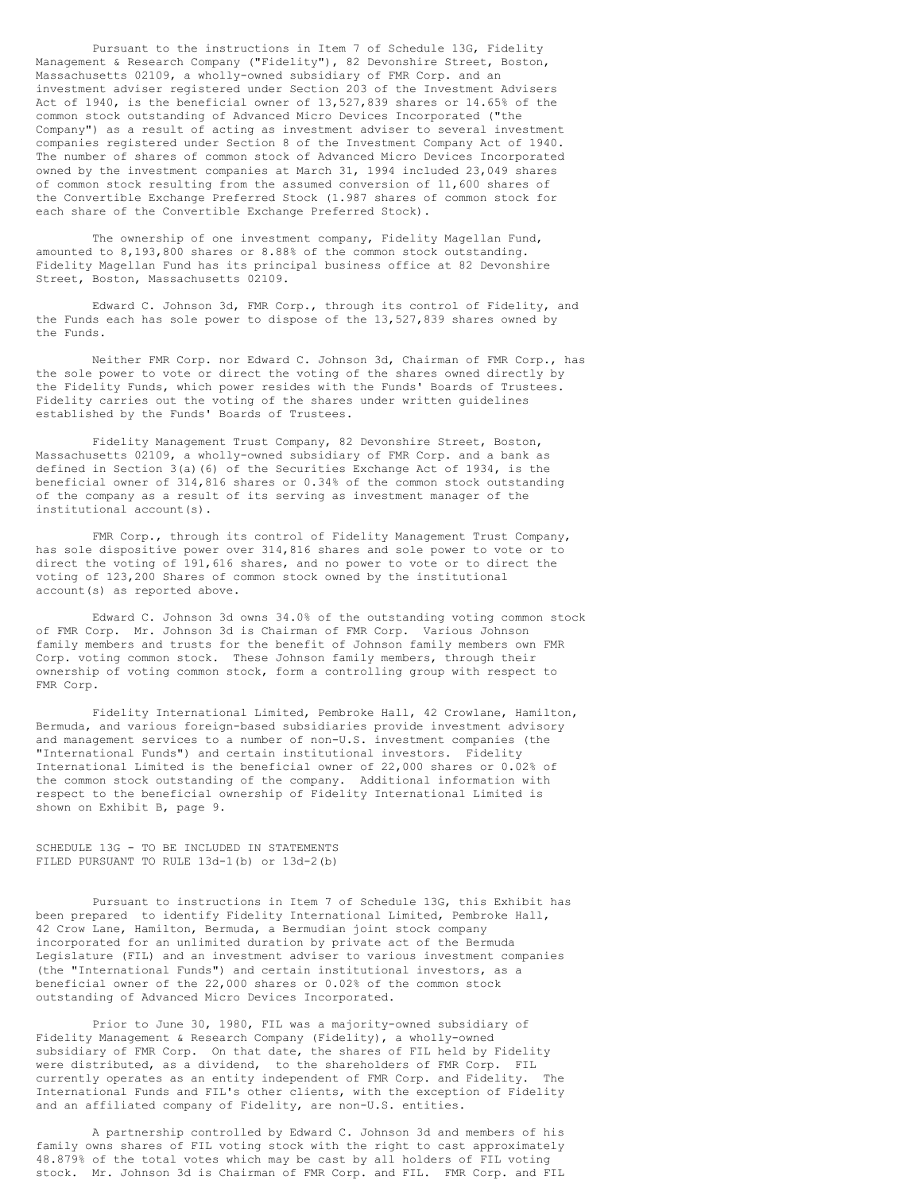Pursuant to the instructions in Item 7 of Schedule 13G, Fidelity Management & Research Company ("Fidelity"), 82 Devonshire Street, Boston, Massachusetts 02109, a wholly-owned subsidiary of FMR Corp. and an investment adviser registered under Section 203 of the Investment Advisers Act of 1940, is the beneficial owner of 13,527,839 shares or 14.65% of the common stock outstanding of Advanced Micro Devices Incorporated ("the Company") as a result of acting as investment adviser to several investment companies registered under Section 8 of the Investment Company Act of 1940. The number of shares of common stock of Advanced Micro Devices Incorporated owned by the investment companies at March 31, 1994 included 23,049 shares of common stock resulting from the assumed conversion of 11,600 shares of the Convertible Exchange Preferred Stock (1.987 shares of common stock for each share of the Convertible Exchange Preferred Stock).

The ownership of one investment company, Fidelity Magellan Fund, amounted to 8,193,800 shares or 8.88% of the common stock outstanding. Fidelity Magellan Fund has its principal business office at 82 Devonshire Street, Boston, Massachusetts 02109.

Edward C. Johnson 3d, FMR Corp., through its control of Fidelity, and the Funds each has sole power to dispose of the 13,527,839 shares owned by the Funds.

Neither FMR Corp. nor Edward C. Johnson 3d, Chairman of FMR Corp., has the sole power to vote or direct the voting of the shares owned directly by the Fidelity Funds, which power resides with the Funds' Boards of Trustees. Fidelity carries out the voting of the shares under written guidelines established by the Funds' Boards of Trustees.

Fidelity Management Trust Company, 82 Devonshire Street, Boston, Massachusetts 02109, a wholly-owned subsidiary of FMR Corp. and a bank as defined in Section 3(a)(6) of the Securities Exchange Act of 1934, is the beneficial owner of 314,816 shares or 0.34% of the common stock outstanding of the company as a result of its serving as investment manager of the institutional account(s).

FMR Corp., through its control of Fidelity Management Trust Company, has sole dispositive power over 314,816 shares and sole power to vote or to direct the voting of 191,616 shares, and no power to vote or to direct the voting of 123,200 Shares of common stock owned by the institutional account(s) as reported above.

Edward C. Johnson 3d owns 34.0% of the outstanding voting common stock of FMR Corp. Mr. Johnson 3d is Chairman of FMR Corp. Various Johnson family members and trusts for the benefit of Johnson family members own FMR Corp. voting common stock. These Johnson family members, through their ownership of voting common stock, form a controlling group with respect to FMR Corp.

Fidelity International Limited, Pembroke Hall, 42 Crowlane, Hamilton, Bermuda, and various foreign-based subsidiaries provide investment advisory and management services to a number of non-U.S. investment companies (the "International Funds") and certain institutional investors. Fidelity International Limited is the beneficial owner of 22,000 shares or 0.02% of the common stock outstanding of the company. Additional information with respect to the beneficial ownership of Fidelity International Limited is shown on Exhibit B, page 9.

SCHEDULE 13G - TO BE INCLUDED IN STATEMENTS
FILED PURSUANT TO RULE 13d-1(b) or 13d-2(b)

Pursuant to instructions in Item 7 of Schedule 13G, this Exhibit has been prepared to identify Fidelity International Limited, Pembroke Hall, 42 Crow Lane, Hamilton, Bermuda, a Bermudian joint stock company incorporated for an unlimited duration by private act of the Bermuda Legislature (FIL) and an investment adviser to various investment companies (the "International Funds") and certain institutional investors, as a beneficial owner of the 22,000 shares or 0.02% of the common stock outstanding of Advanced Micro Devices Incorporated.

Prior to June 30, 1980, FIL was a majority-owned subsidiary of Fidelity Management & Research Company (Fidelity), a wholly-owned subsidiary of FMR Corp. On that date, the shares of FIL held by Fidelity were distributed, as a dividend, to the shareholders of FMR Corp. FIL currently operates as an entity independent of FMR Corp. and Fidelity. The International Funds and FIL's other clients, with the exception of Fidelity and an affiliated company of Fidelity, are non-U.S. entities.

A partnership controlled by Edward C. Johnson 3d and members of his family owns shares of FIL voting stock with the right to cast approximately 48.879% of the total votes which may be cast by all holders of FIL voting stock. Mr. Johnson 3d is Chairman of FMR Corp. and FIL. FMR Corp. and FIL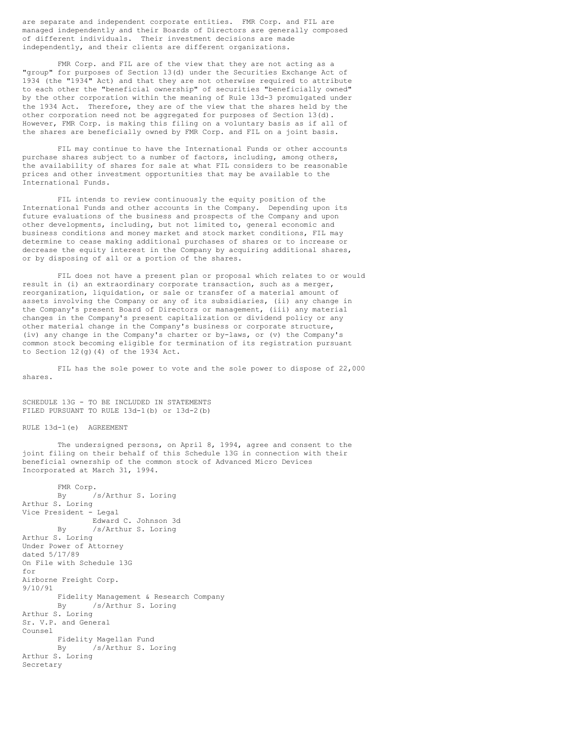are separate and independent corporate entities. FMR Corp. and FIL are managed independently and their Boards of Directors are generally composed of different individuals. Their investment decisions are made independently, and their clients are different organizations.

FMR Corp. and FIL are of the view that they are not acting as a "group" for purposes of Section 13(d) under the Securities Exchange Act of 1934 (the "1934" Act) and that they are not otherwise required to attribute to each other the "beneficial ownership" of securities "beneficially owned" by the other corporation within the meaning of Rule 13d-3 promulgated under the 1934 Act. Therefore, they are of the view that the shares held by the other corporation need not be aggregated for purposes of Section 13(d). However, FMR Corp. is making this filing on a voluntary basis as if all of the shares are beneficially owned by FMR Corp. and FIL on a joint basis.

FIL may continue to have the International Funds or other accounts purchase shares subject to a number of factors, including, among others, the availability of shares for sale at what FIL considers to be reasonable prices and other investment opportunities that may be available to the International Funds.

FIL intends to review continuously the equity position of the International Funds and other accounts in the Company. Depending upon its future evaluations of the business and prospects of the Company and upon other developments, including, but not limited to, general economic and business conditions and money market and stock market conditions, FIL may determine to cease making additional purchases of shares or to increase or decrease the equity interest in the Company by acquiring additional shares, or by disposing of all or a portion of the shares.

FIL does not have a present plan or proposal which relates to or would result in (i) an extraordinary corporate transaction, such as a merger, reorganization, liquidation, or sale or transfer of a material amount of assets involving the Company or any of its subsidiaries, (ii) any change in the Company's present Board of Directors or management, (iii) any material changes in the Company's present capitalization or dividend policy or any other material change in the Company's business or corporate structure, (iv) any change in the Company's charter or by-laws, or (v) the Company's common stock becoming eligible for termination of its registration pursuant to Section 12(g)(4) of the 1934 Act.

FIL has the sole power to vote and the sole power to dispose of 22,000 shares.

SCHEDULE 13G - TO BE INCLUDED IN STATEMENTS
FILED PURSUANT TO RULE 13d-1(b) or 13d-2(b)

RULE 13d-1(e) AGREEMENT

The undersigned persons, on April 8, 1994, agree and consent to the joint filing on their behalf of this Schedule 13G in connection with their beneficial ownership of the common stock of Advanced Micro Devices Incorporated at March 31, 1994.

FMR Corp.
By /s/Arthur S. Loring
Arthur S. Loring
Vice President - Legal

Edward C. Johnson 3d
By /s/Arthur S. Loring
Arthur S. Loring
Under Power of Attorney
dated 5/17/89
On File with Schedule 13G
for
Airborne Freight Corp.
9/10/91

Fidelity Management & Research Company
By /s/Arthur S. Loring
Arthur S. Loring
Sr. V.P. and General
Counsel

Fidelity Magellan Fund
By /s/Arthur S. Loring
Arthur S. Loring
Secretary